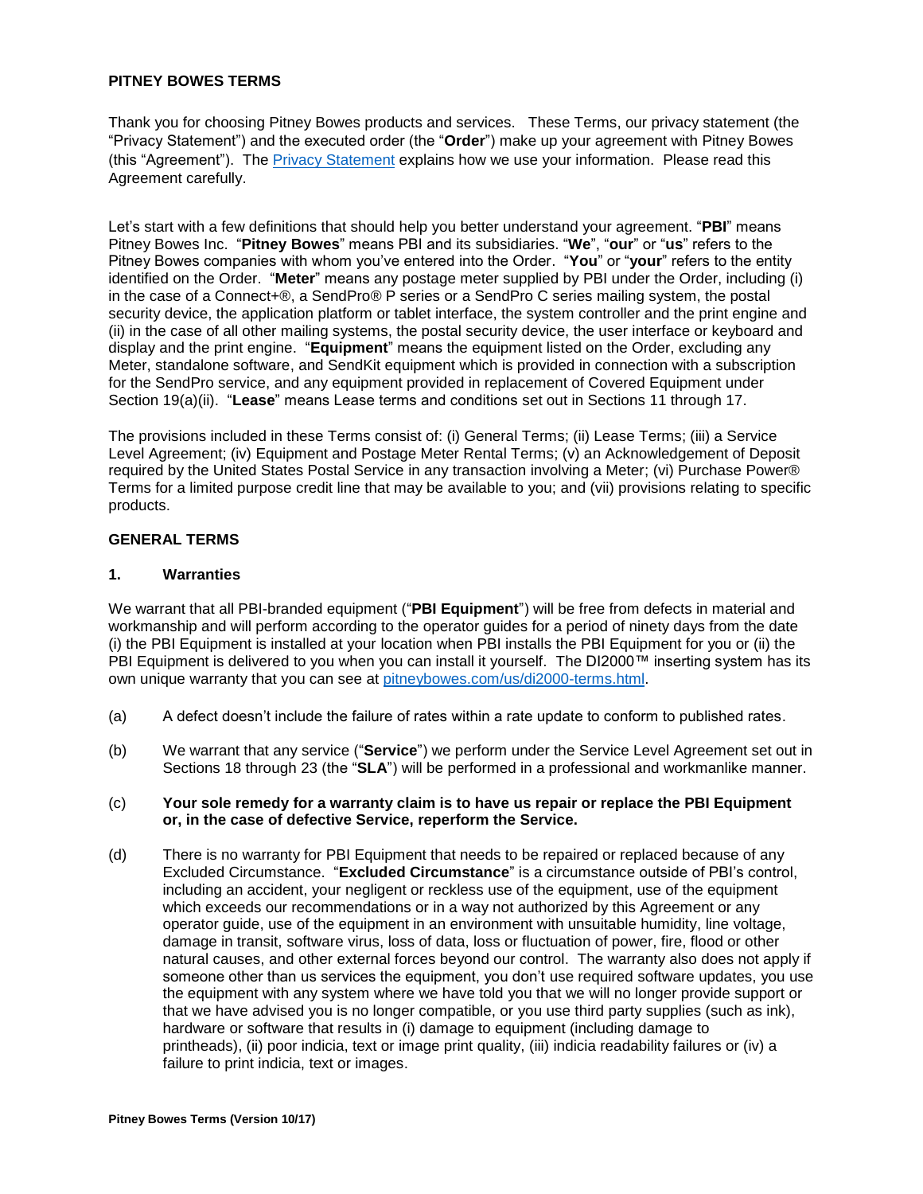# PITNEY BOWES TERMS

Thank you for choosing Pitney Bowes products and services. These Terms, our privacy statement (the "Privacy Statement") and the executed order (the "**Order**") make up your agreement with Pitney Bowes (this "Agreement"). The Privacy Statement explains how we use your information. Please read this Agreement carefully.

Let's start with a few definitions that should help you better understand your agreement. "**PBI**" means Pitney Bowes Inc. "**Pitney Bowes**" means PBI and its subsidiaries. "**We**", "**our**" or "**us**" refers to the Pitney Bowes companies with whom you've entered into the Order. "**You**" or "**your**" refers to the entity identified on the Order. "**Meter**" means any postage meter supplied by PBI under the Order, including (i) in the case of a Connect+®, a SendPro® P series or a SendPro C series mailing system, the postal security device, the application platform or tablet interface, the system controller and the print engine and (ii) in the case of all other mailing systems, the postal security device, the user interface or keyboard and display and the print engine. "**Equipment**" means the equipment listed on the Order, excluding any Meter, standalone software, and SendKit equipment which is provided in connection with a subscription for the SendPro service, and any equipment provided in replacement of Covered Equipment under Section 19(a)(ii). "**Lease**" means Lease terms and conditions set out in Sections 11 through 17.

The provisions included in these Terms consist of: (i) General Terms; (ii) Lease Terms; (iii) a Service Level Agreement; (iv) Equipment and Postage Meter Rental Terms; (v) an Acknowledgement of Deposit required by the United States Postal Service in any transaction involving a Meter; (vi) Purchase Power® Terms for a limited purpose credit line that may be available to you; and (vii) provisions relating to specific products.

## GENERAL TERMS

### 1. Warranties

We warrant that all PBI-branded equipment ("**PBI Equipment**") will be free from defects in material and workmanship and will perform according to the operator guides for a period of ninety days from the date (i) the PBI Equipment is installed at your location when PBI installs the PBI Equipment for you or (ii) the PBI Equipment is delivered to you when you can install it yourself. The DI2000™ inserting system has its own unique warranty that you can see at pitneybowes.com/us/di2000-terms.html.

(a) A defect doesn't include the failure of rates within a rate update to conform to published rates.

(b) We warrant that any service ("**Service**") we perform under the Service Level Agreement set out in Sections 18 through 23 (the "**SLA**") will be performed in a professional and workmanlike manner.

(c) **Your sole remedy for a warranty claim is to have us repair or replace the PBI Equipment or, in the case of defective Service, reperform the Service.**

(d) There is no warranty for PBI Equipment that needs to be repaired or replaced because of any Excluded Circumstance. "**Excluded Circumstance**" is a circumstance outside of PBI's control, including an accident, your negligent or reckless use of the equipment, use of the equipment which exceeds our recommendations or in a way not authorized by this Agreement or any operator guide, use of the equipment in an environment with unsuitable humidity, line voltage, damage in transit, software virus, loss of data, loss or fluctuation of power, fire, flood or other natural causes, and other external forces beyond our control. The warranty also does not apply if someone other than us services the equipment, you don't use required software updates, you use the equipment with any system where we have told you that we will no longer provide support or that we have advised you is no longer compatible, or you use third party supplies (such as ink), hardware or software that results in (i) damage to equipment (including damage to printheads), (ii) poor indicia, text or image print quality, (iii) indicia readability failures or (iv) a failure to print indicia, text or images.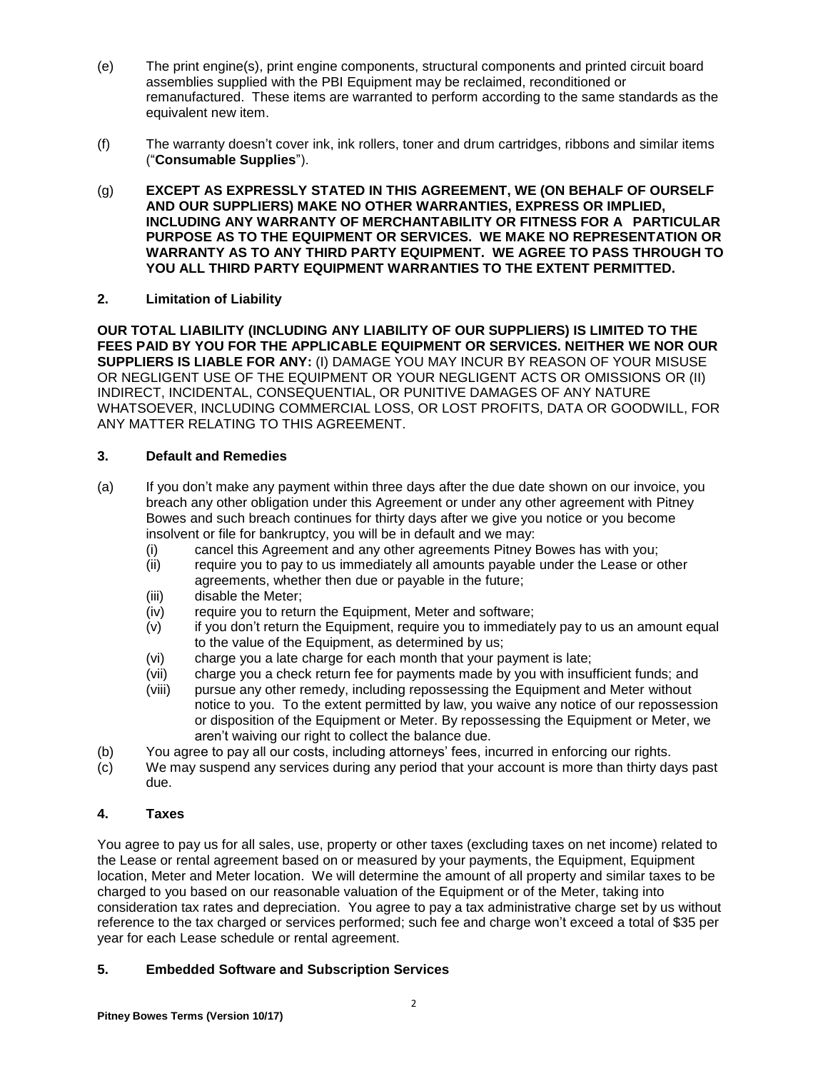(e) The print engine(s), print engine components, structural components and printed circuit board assemblies supplied with the PBI Equipment may be reclaimed, reconditioned or remanufactured. These items are warranted to perform according to the same standards as the equivalent new item.

(f) The warranty doesn't cover ink, ink rollers, toner and drum cartridges, ribbons and similar items ("**Consumable Supplies**").

(g) **EXCEPT AS EXPRESSLY STATED IN THIS AGREEMENT, WE (ON BEHALF OF OURSELF AND OUR SUPPLIERS) MAKE NO OTHER WARRANTIES, EXPRESS OR IMPLIED, INCLUDING ANY WARRANTY OF MERCHANTABILITY OR FITNESS FOR A PARTICULAR PURPOSE AS TO THE EQUIPMENT OR SERVICES. WE MAKE NO REPRESENTATION OR WARRANTY AS TO ANY THIRD PARTY EQUIPMENT. WE AGREE TO PASS THROUGH TO YOU ALL THIRD PARTY EQUIPMENT WARRANTIES TO THE EXTENT PERMITTED.**

## 2. Limitation of Liability

**OUR TOTAL LIABILITY (INCLUDING ANY LIABILITY OF OUR SUPPLIERS) IS LIMITED TO THE FEES PAID BY YOU FOR THE APPLICABLE EQUIPMENT OR SERVICES. NEITHER WE NOR OUR SUPPLIERS IS LIABLE FOR ANY:** (I) DAMAGE YOU MAY INCUR BY REASON OF YOUR MISUSE OR NEGLIGENT USE OF THE EQUIPMENT OR YOUR NEGLIGENT ACTS OR OMISSIONS OR (II) INDIRECT, INCIDENTAL, CONSEQUENTIAL, OR PUNITIVE DAMAGES OF ANY NATURE WHATSOEVER, INCLUDING COMMERCIAL LOSS, OR LOST PROFITS, DATA OR GOODWILL, FOR ANY MATTER RELATING TO THIS AGREEMENT.

## 3. Default and Remedies

(a) If you don't make any payment within three days after the due date shown on our invoice, you breach any other obligation under this Agreement or under any other agreement with Pitney Bowes and such breach continues for thirty days after we give you notice or you become insolvent or file for bankruptcy, you will be in default and we may:
  - (i) cancel this Agreement and any other agreements Pitney Bowes has with you;
  - (ii) require you to pay to us immediately all amounts payable under the Lease or other agreements, whether then due or payable in the future;
  - (iii) disable the Meter;
  - (iv) require you to return the Equipment, Meter and software;
  - (v) if you don't return the Equipment, require you to immediately pay to us an amount equal to the value of the Equipment, as determined by us;
  - (vi) charge you a late charge for each month that your payment is late;
  - (vii) charge you a check return fee for payments made by you with insufficient funds; and
  - (viii) pursue any other remedy, including repossessing the Equipment and Meter without notice to you. To the extent permitted by law, you waive any notice of our repossession or disposition of the Equipment or Meter. By repossessing the Equipment or Meter, we aren't waiving our right to collect the balance due.

(b) You agree to pay all our costs, including attorneys' fees, incurred in enforcing our rights.

(c) We may suspend any services during any period that your account is more than thirty days past due.

## 4. Taxes

You agree to pay us for all sales, use, property or other taxes (excluding taxes on net income) related to the Lease or rental agreement based on or measured by your payments, the Equipment, Equipment location, Meter and Meter location. We will determine the amount of all property and similar taxes to be charged to you based on our reasonable valuation of the Equipment or of the Meter, taking into consideration tax rates and depreciation. You agree to pay a tax administrative charge set by us without reference to the tax charged or services performed; such fee and charge won't exceed a total of $35 per year for each Lease schedule or rental agreement.

## 5. Embedded Software and Subscription Services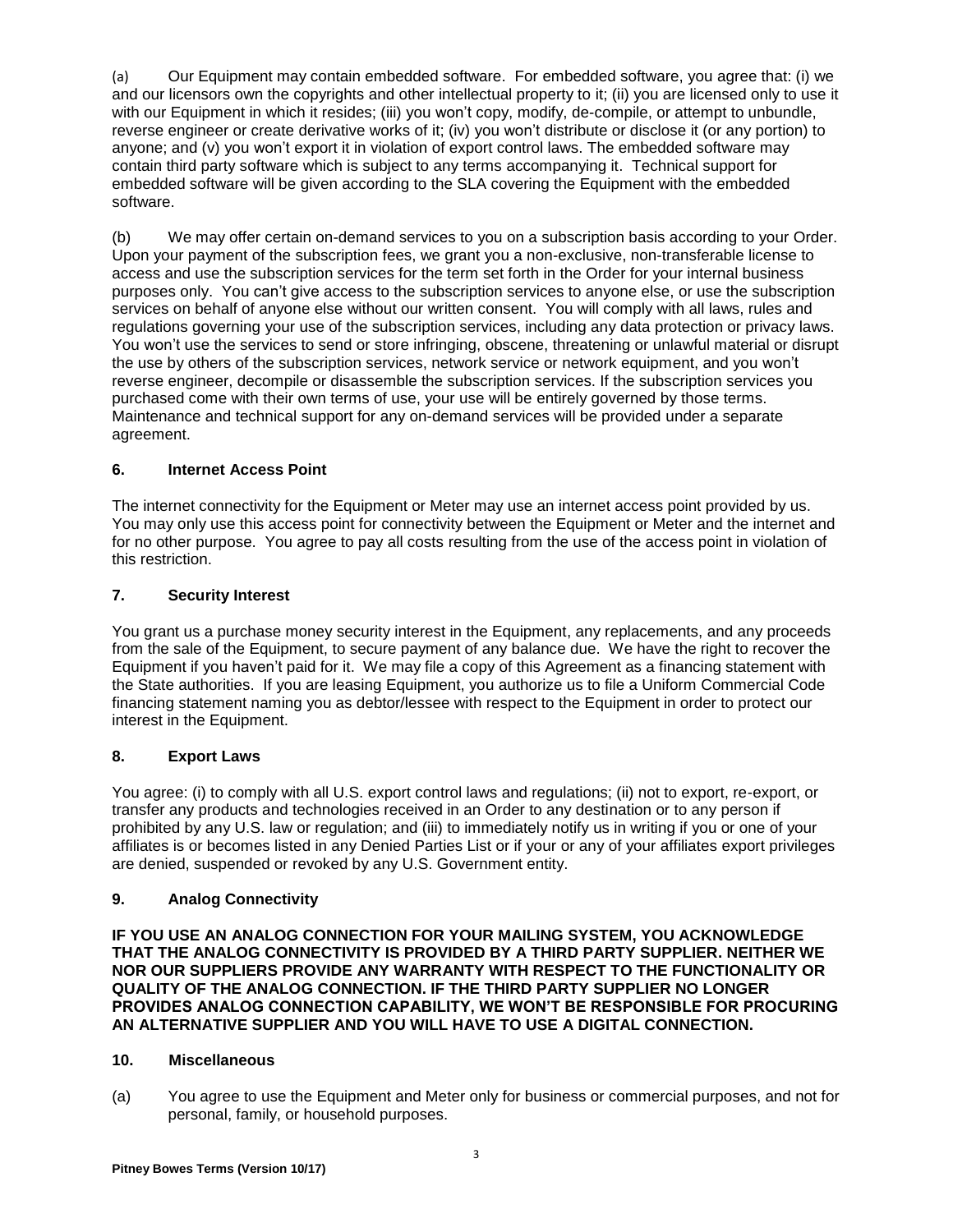(a) Our Equipment may contain embedded software. For embedded software, you agree that: (i) we and our licensors own the copyrights and other intellectual property to it; (ii) you are licensed only to use it with our Equipment in which it resides; (iii) you won't copy, modify, de-compile, or attempt to unbundle, reverse engineer or create derivative works of it; (iv) you won't distribute or disclose it (or any portion) to anyone; and (v) you won't export it in violation of export control laws. The embedded software may contain third party software which is subject to any terms accompanying it. Technical support for embedded software will be given according to the SLA covering the Equipment with the embedded software.

(b) We may offer certain on-demand services to you on a subscription basis according to your Order. Upon your payment of the subscription fees, we grant you a non-exclusive, non-transferable license to access and use the subscription services for the term set forth in the Order for your internal business purposes only. You can't give access to the subscription services to anyone else, or use the subscription services on behalf of anyone else without our written consent. You will comply with all laws, rules and regulations governing your use of the subscription services, including any data protection or privacy laws. You won't use the services to send or store infringing, obscene, threatening or unlawful material or disrupt the use by others of the subscription services, network service or network equipment, and you won't reverse engineer, decompile or disassemble the subscription services. If the subscription services you purchased come with their own terms of use, your use will be entirely governed by those terms. Maintenance and technical support for any on-demand services will be provided under a separate agreement.

## 6. Internet Access Point

The internet connectivity for the Equipment or Meter may use an internet access point provided by us. You may only use this access point for connectivity between the Equipment or Meter and the internet and for no other purpose. You agree to pay all costs resulting from the use of the access point in violation of this restriction.

## 7. Security Interest

You grant us a purchase money security interest in the Equipment, any replacements, and any proceeds from the sale of the Equipment, to secure payment of any balance due. We have the right to recover the Equipment if you haven't paid for it. We may file a copy of this Agreement as a financing statement with the State authorities. If you are leasing Equipment, you authorize us to file a Uniform Commercial Code financing statement naming you as debtor/lessee with respect to the Equipment in order to protect our interest in the Equipment.

## 8. Export Laws

You agree: (i) to comply with all U.S. export control laws and regulations; (ii) not to export, re-export, or transfer any products and technologies received in an Order to any destination or to any person if prohibited by any U.S. law or regulation; and (iii) to immediately notify us in writing if you or one of your affiliates is or becomes listed in any Denied Parties List or if your or any of your affiliates export privileges are denied, suspended or revoked by any U.S. Government entity.

## 9. Analog Connectivity

**IF YOU USE AN ANALOG CONNECTION FOR YOUR MAILING SYSTEM, YOU ACKNOWLEDGE THAT THE ANALOG CONNECTIVITY IS PROVIDED BY A THIRD PARTY SUPPLIER. NEITHER WE NOR OUR SUPPLIERS PROVIDE ANY WARRANTY WITH RESPECT TO THE FUNCTIONALITY OR QUALITY OF THE ANALOG CONNECTION. IF THE THIRD PARTY SUPPLIER NO LONGER PROVIDES ANALOG CONNECTION CAPABILITY, WE WON'T BE RESPONSIBLE FOR PROCURING AN ALTERNATIVE SUPPLIER AND YOU WILL HAVE TO USE A DIGITAL CONNECTION.**

## 10. Miscellaneous

(a) You agree to use the Equipment and Meter only for business or commercial purposes, and not for personal, family, or household purposes.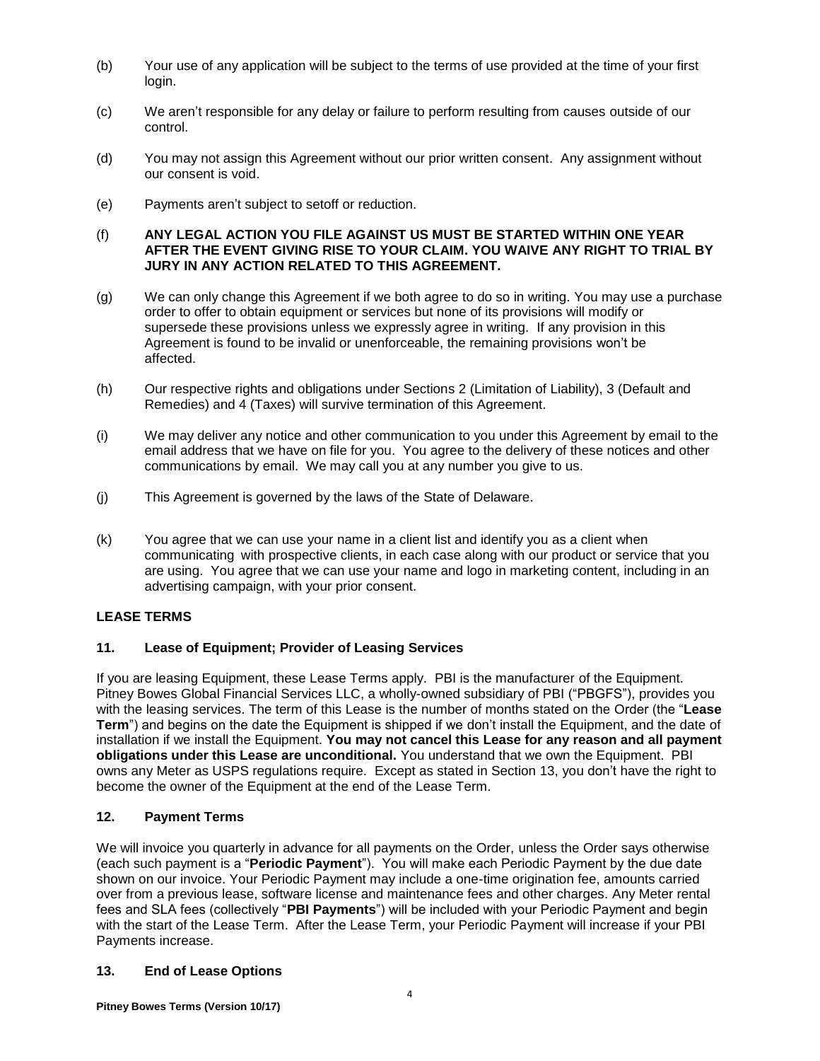(b) Your use of any application will be subject to the terms of use provided at the time of your first login.

(c) We aren't responsible for any delay or failure to perform resulting from causes outside of our control.

(d) You may not assign this Agreement without our prior written consent. Any assignment without our consent is void.

(e) Payments aren't subject to setoff or reduction.

(f) **ANY LEGAL ACTION YOU FILE AGAINST US MUST BE STARTED WITHIN ONE YEAR AFTER THE EVENT GIVING RISE TO YOUR CLAIM. YOU WAIVE ANY RIGHT TO TRIAL BY JURY IN ANY ACTION RELATED TO THIS AGREEMENT.**

(g) We can only change this Agreement if we both agree to do so in writing. You may use a purchase order to offer to obtain equipment or services but none of its provisions will modify or supersede these provisions unless we expressly agree in writing. If any provision in this Agreement is found to be invalid or unenforceable, the remaining provisions won't be affected.

(h) Our respective rights and obligations under Sections 2 (Limitation of Liability), 3 (Default and Remedies) and 4 (Taxes) will survive termination of this Agreement.

(i) We may deliver any notice and other communication to you under this Agreement by email to the email address that we have on file for you. You agree to the delivery of these notices and other communications by email. We may call you at any number you give to us.

(j) This Agreement is governed by the laws of the State of Delaware.

(k) You agree that we can use your name in a client list and identify you as a client when communicating with prospective clients, in each case along with our product or service that you are using. You agree that we can use your name and logo in marketing content, including in an advertising campaign, with your prior consent.

## LEASE TERMS

### 11. Lease of Equipment; Provider of Leasing Services

If you are leasing Equipment, these Lease Terms apply. PBI is the manufacturer of the Equipment. Pitney Bowes Global Financial Services LLC, a wholly-owned subsidiary of PBI ("PBGFS"), provides you with the leasing services. The term of this Lease is the number of months stated on the Order (the "**Lease Term**") and begins on the date the Equipment is shipped if we don't install the Equipment, and the date of installation if we install the Equipment. **You may not cancel this Lease for any reason and all payment obligations under this Lease are unconditional.** You understand that we own the Equipment. PBI owns any Meter as USPS regulations require. Except as stated in Section 13, you don't have the right to become the owner of the Equipment at the end of the Lease Term.

### 12. Payment Terms

We will invoice you quarterly in advance for all payments on the Order, unless the Order says otherwise (each such payment is a "**Periodic Payment**"). You will make each Periodic Payment by the due date shown on our invoice. Your Periodic Payment may include a one-time origination fee, amounts carried over from a previous lease, software license and maintenance fees and other charges. Any Meter rental fees and SLA fees (collectively "**PBI Payments**") will be included with your Periodic Payment and begin with the start of the Lease Term. After the Lease Term, your Periodic Payment will increase if your PBI Payments increase.

### 13. End of Lease Options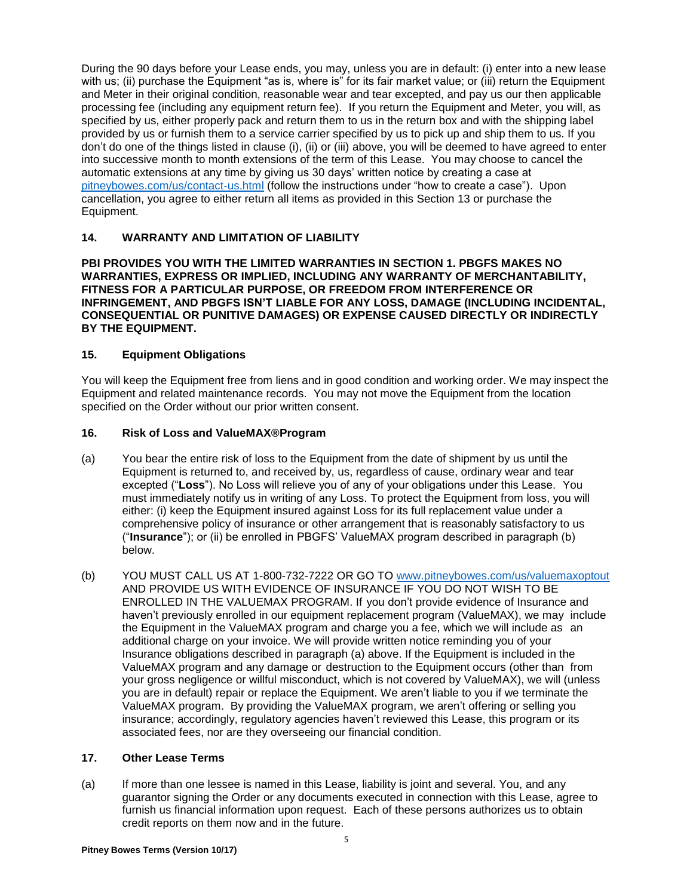During the 90 days before your Lease ends, you may, unless you are in default: (i) enter into a new lease with us; (ii) purchase the Equipment "as is, where is" for its fair market value; or (iii) return the Equipment and Meter in their original condition, reasonable wear and tear excepted, and pay us our then applicable processing fee (including any equipment return fee). If you return the Equipment and Meter, you will, as specified by us, either properly pack and return them to us in the return box and with the shipping label provided by us or furnish them to a service carrier specified by us to pick up and ship them to us. If you don't do one of the things listed in clause (i), (ii) or (iii) above, you will be deemed to have agreed to enter into successive month to month extensions of the term of this Lease. You may choose to cancel the automatic extensions at any time by giving us 30 days' written notice by creating a case at pitneybowes.com/us/contact-us.html (follow the instructions under "how to create a case"). Upon cancellation, you agree to either return all items as provided in this Section 13 or purchase the Equipment.

## 14. WARRANTY AND LIMITATION OF LIABILITY

**PBI PROVIDES YOU WITH THE LIMITED WARRANTIES IN SECTION 1. PBGFS MAKES NO WARRANTIES, EXPRESS OR IMPLIED, INCLUDING ANY WARRANTY OF MERCHANTABILITY, FITNESS FOR A PARTICULAR PURPOSE, OR FREEDOM FROM INTERFERENCE OR INFRINGEMENT, AND PBGFS ISN'T LIABLE FOR ANY LOSS, DAMAGE (INCLUDING INCIDENTAL, CONSEQUENTIAL OR PUNITIVE DAMAGES) OR EXPENSE CAUSED DIRECTLY OR INDIRECTLY BY THE EQUIPMENT.**

## 15. Equipment Obligations

You will keep the Equipment free from liens and in good condition and working order. We may inspect the Equipment and related maintenance records. You may not move the Equipment from the location specified on the Order without our prior written consent.

## 16. Risk of Loss and ValueMAX®Program

(a) You bear the entire risk of loss to the Equipment from the date of shipment by us until the Equipment is returned to, and received by, us, regardless of cause, ordinary wear and tear excepted ("**Loss**"). No Loss will relieve you of any of your obligations under this Lease. You must immediately notify us in writing of any Loss. To protect the Equipment from loss, you will either: (i) keep the Equipment insured against Loss for its full replacement value under a comprehensive policy of insurance or other arrangement that is reasonably satisfactory to us ("**Insurance**"); or (ii) be enrolled in PBGFS' ValueMAX program described in paragraph (b) below.

(b) YOU MUST CALL US AT 1-800-732-7222 OR GO TO www.pitneybowes.com/us/valuemaxoptout AND PROVIDE US WITH EVIDENCE OF INSURANCE IF YOU DO NOT WISH TO BE ENROLLED IN THE VALUEMAX PROGRAM. If you don't provide evidence of Insurance and haven't previously enrolled in our equipment replacement program (ValueMAX), we may include the Equipment in the ValueMAX program and charge you a fee, which we will include as an additional charge on your invoice. We will provide written notice reminding you of your Insurance obligations described in paragraph (a) above. If the Equipment is included in the ValueMAX program and any damage or destruction to the Equipment occurs (other than from your gross negligence or willful misconduct, which is not covered by ValueMAX), we will (unless you are in default) repair or replace the Equipment. We aren't liable to you if we terminate the ValueMAX program. By providing the ValueMAX program, we aren't offering or selling you insurance; accordingly, regulatory agencies haven't reviewed this Lease, this program or its associated fees, nor are they overseeing our financial condition.

## 17. Other Lease Terms

(a) If more than one lessee is named in this Lease, liability is joint and several. You, and any guarantor signing the Order or any documents executed in connection with this Lease, agree to furnish us financial information upon request. Each of these persons authorizes us to obtain credit reports on them now and in the future.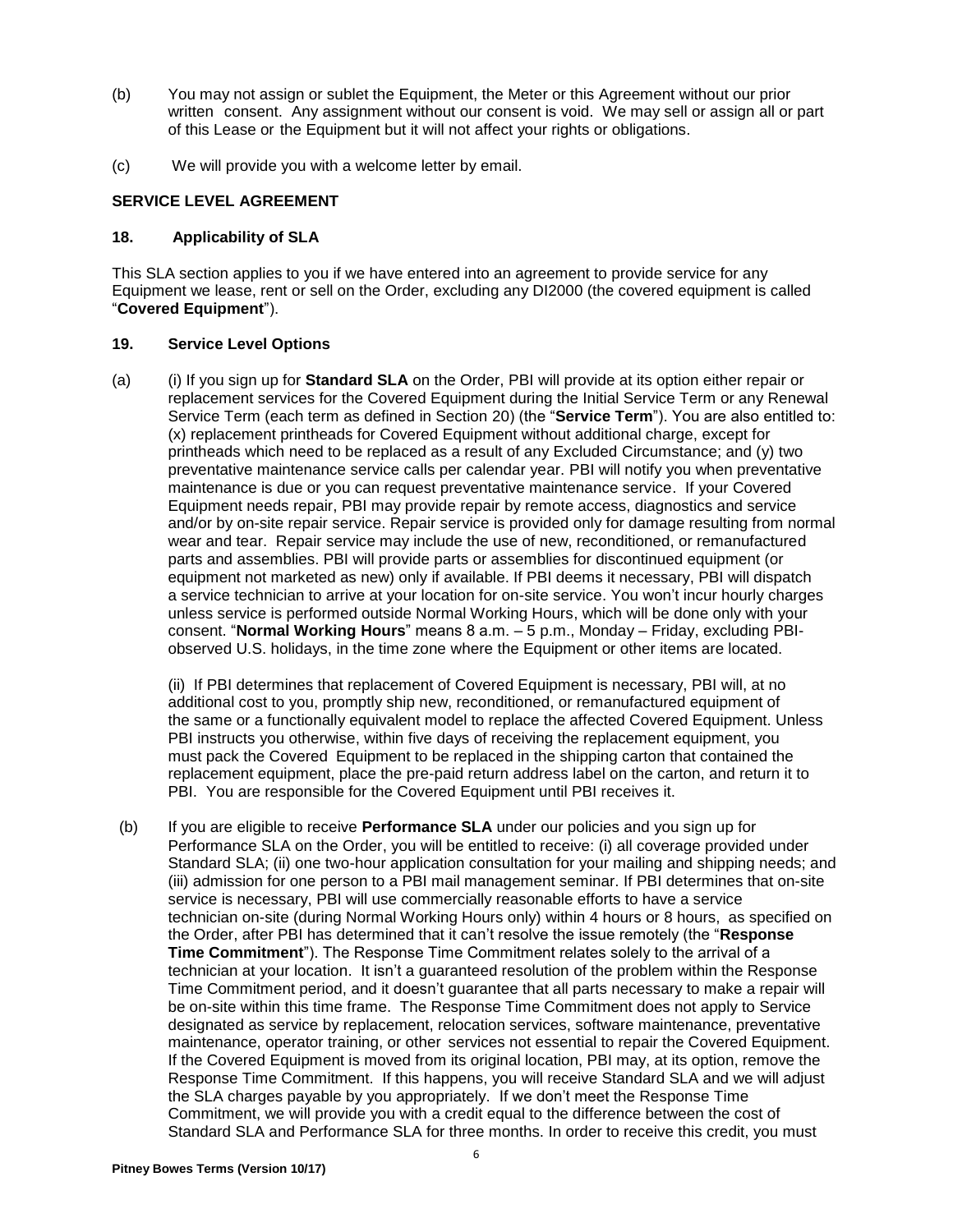(b) You may not assign or sublet the Equipment, the Meter or this Agreement without our prior written consent. Any assignment without our consent is void. We may sell or assign all or part of this Lease or the Equipment but it will not affect your rights or obligations.

(c) We will provide you with a welcome letter by email.

**SERVICE LEVEL AGREEMENT**

**18. Applicability of SLA**

This SLA section applies to you if we have entered into an agreement to provide service for any Equipment we lease, rent or sell on the Order, excluding any DI2000 (the covered equipment is called "**Covered Equipment**").

**19. Service Level Options**

(a) (i) If you sign up for **Standard SLA** on the Order, PBI will provide at its option either repair or replacement services for the Covered Equipment during the Initial Service Term or any Renewal Service Term (each term as defined in Section 20) (the "**Service Term**"). You are also entitled to: (x) replacement printheads for Covered Equipment without additional charge, except for printheads which need to be replaced as a result of any Excluded Circumstance; and (y) two preventative maintenance service calls per calendar year. PBI will notify you when preventative maintenance is due or you can request preventative maintenance service. If your Covered Equipment needs repair, PBI may provide repair by remote access, diagnostics and service and/or by on-site repair service. Repair service is provided only for damage resulting from normal wear and tear. Repair service may include the use of new, reconditioned, or remanufactured parts and assemblies. PBI will provide parts or assemblies for discontinued equipment (or equipment not marketed as new) only if available. If PBI deems it necessary, PBI will dispatch a service technician to arrive at your location for on-site service. You won't incur hourly charges unless service is performed outside Normal Working Hours, which will be done only with your consent. "**Normal Working Hours**" means 8 a.m. – 5 p.m., Monday – Friday, excluding PBI-observed U.S. holidays, in the time zone where the Equipment or other items are located.

(ii) If PBI determines that replacement of Covered Equipment is necessary, PBI will, at no additional cost to you, promptly ship new, reconditioned, or remanufactured equipment of the same or a functionally equivalent model to replace the affected Covered Equipment. Unless PBI instructs you otherwise, within five days of receiving the replacement equipment, you must pack the Covered Equipment to be replaced in the shipping carton that contained the replacement equipment, place the pre-paid return address label on the carton, and return it to PBI. You are responsible for the Covered Equipment until PBI receives it.

(b) If you are eligible to receive **Performance SLA** under our policies and you sign up for Performance SLA on the Order, you will be entitled to receive: (i) all coverage provided under Standard SLA; (ii) one two-hour application consultation for your mailing and shipping needs; and (iii) admission for one person to a PBI mail management seminar. If PBI determines that on-site service is necessary, PBI will use commercially reasonable efforts to have a service technician on-site (during Normal Working Hours only) within 4 hours or 8 hours, as specified on the Order, after PBI has determined that it can't resolve the issue remotely (the "**Response Time Commitment**"). The Response Time Commitment relates solely to the arrival of a technician at your location. It isn't a guaranteed resolution of the problem within the Response Time Commitment period, and it doesn't guarantee that all parts necessary to make a repair will be on-site within this time frame. The Response Time Commitment does not apply to Service designated as service by replacement, relocation services, software maintenance, preventative maintenance, operator training, or other services not essential to repair the Covered Equipment. If the Covered Equipment is moved from its original location, PBI may, at its option, remove the Response Time Commitment. If this happens, you will receive Standard SLA and we will adjust the SLA charges payable by you appropriately. If we don't meet the Response Time Commitment, we will provide you with a credit equal to the difference between the cost of Standard SLA and Performance SLA for three months. In order to receive this credit, you must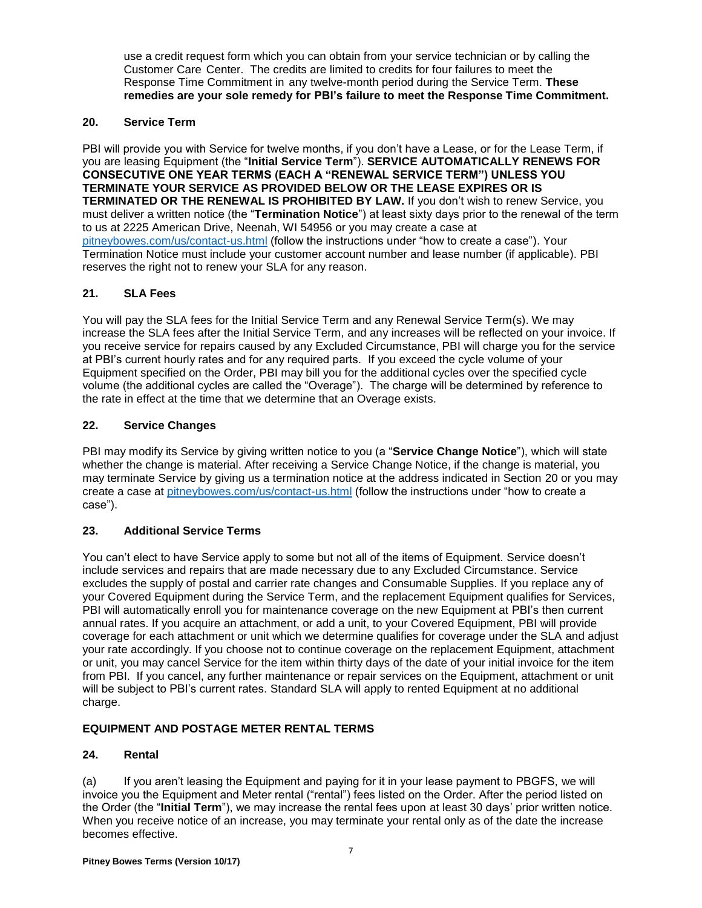use a credit request form which you can obtain from your service technician or by calling the Customer Care Center. The credits are limited to credits for four failures to meet the Response Time Commitment in any twelve-month period during the Service Term. **These remedies are your sole remedy for PBI's failure to meet the Response Time Commitment.**

### 20. Service Term

PBI will provide you with Service for twelve months, if you don't have a Lease, or for the Lease Term, if you are leasing Equipment (the "**Initial Service Term**"). **SERVICE AUTOMATICALLY RENEWS FOR CONSECUTIVE ONE YEAR TERMS (EACH A "RENEWAL SERVICE TERM") UNLESS YOU TERMINATE YOUR SERVICE AS PROVIDED BELOW OR THE LEASE EXPIRES OR IS TERMINATED OR THE RENEWAL IS PROHIBITED BY LAW.** If you don't wish to renew Service, you must deliver a written notice (the "**Termination Notice**") at least sixty days prior to the renewal of the term to us at 2225 American Drive, Neenah, WI 54956 or you may create a case at pitneybowes.com/us/contact-us.html (follow the instructions under "how to create a case"). Your Termination Notice must include your customer account number and lease number (if applicable). PBI reserves the right not to renew your SLA for any reason.

### 21. SLA Fees

You will pay the SLA fees for the Initial Service Term and any Renewal Service Term(s). We may increase the SLA fees after the Initial Service Term, and any increases will be reflected on your invoice. If you receive service for repairs caused by any Excluded Circumstance, PBI will charge you for the service at PBI's current hourly rates and for any required parts. If you exceed the cycle volume of your Equipment specified on the Order, PBI may bill you for the additional cycles over the specified cycle volume (the additional cycles are called the "Overage"). The charge will be determined by reference to the rate in effect at the time that we determine that an Overage exists.

### 22. Service Changes

PBI may modify its Service by giving written notice to you (a "**Service Change Notice**"), which will state whether the change is material. After receiving a Service Change Notice, if the change is material, you may terminate Service by giving us a termination notice at the address indicated in Section 20 or you may create a case at pitneybowes.com/us/contact-us.html (follow the instructions under "how to create a case").

### 23. Additional Service Terms

You can't elect to have Service apply to some but not all of the items of Equipment. Service doesn't include services and repairs that are made necessary due to any Excluded Circumstance. Service excludes the supply of postal and carrier rate changes and Consumable Supplies. If you replace any of your Covered Equipment during the Service Term, and the replacement Equipment qualifies for Services, PBI will automatically enroll you for maintenance coverage on the new Equipment at PBI's then current annual rates. If you acquire an attachment, or add a unit, to your Covered Equipment, PBI will provide coverage for each attachment or unit which we determine qualifies for coverage under the SLA and adjust your rate accordingly. If you choose not to continue coverage on the replacement Equipment, attachment or unit, you may cancel Service for the item within thirty days of the date of your initial invoice for the item from PBI. If you cancel, any further maintenance or repair services on the Equipment, attachment or unit will be subject to PBI's current rates. Standard SLA will apply to rented Equipment at no additional charge.

## EQUIPMENT AND POSTAGE METER RENTAL TERMS

### 24. Rental

(a) If you aren't leasing the Equipment and paying for it in your lease payment to PBGFS, we will invoice you the Equipment and Meter rental ("rental") fees listed on the Order. After the period listed on the Order (the "**Initial Term**"), we may increase the rental fees upon at least 30 days' prior written notice. When you receive notice of an increase, you may terminate your rental only as of the date the increase becomes effective.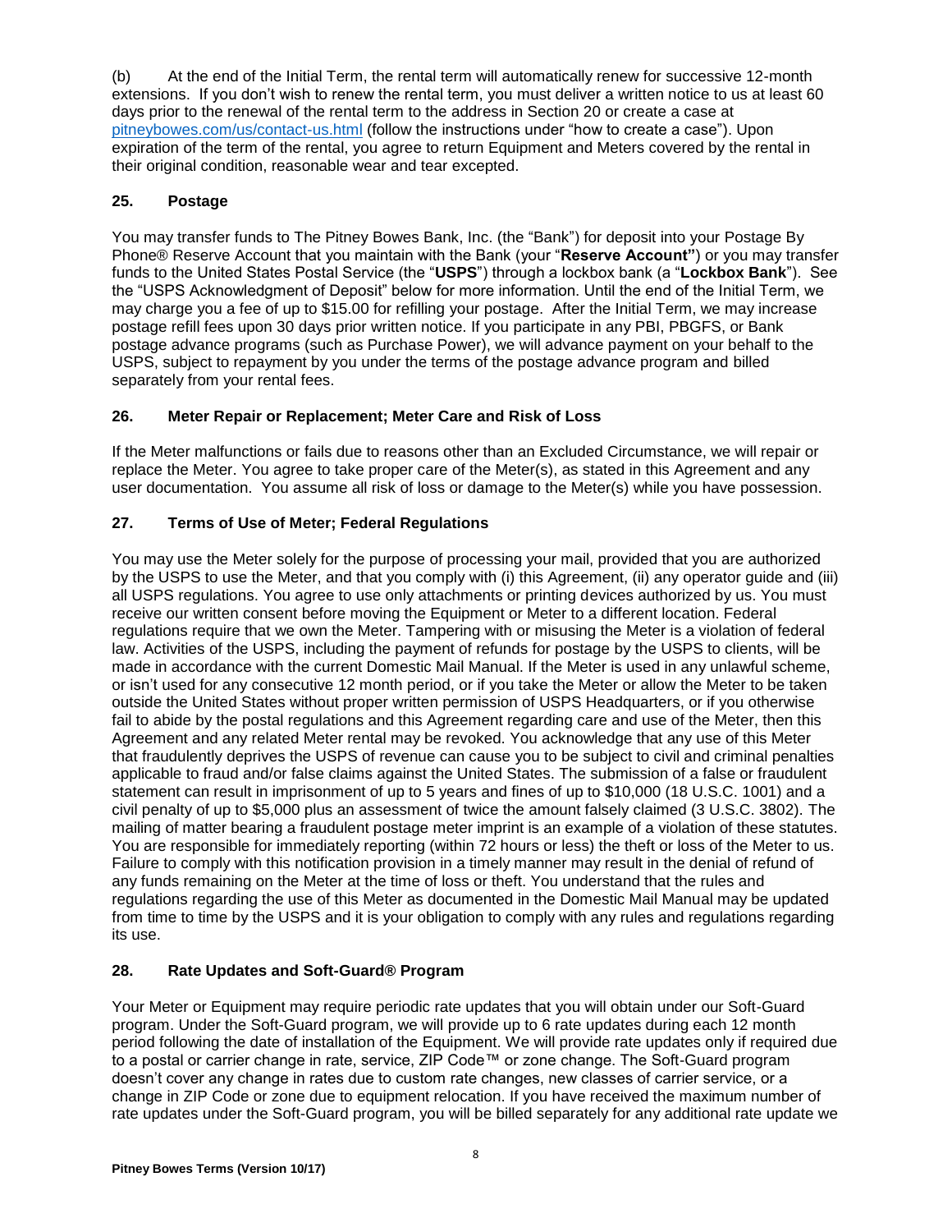(b) At the end of the Initial Term, the rental term will automatically renew for successive 12-month extensions. If you don't wish to renew the rental term, you must deliver a written notice to us at least 60 days prior to the renewal of the rental term to the address in Section 20 or create a case at pitneybowes.com/us/contact-us.html (follow the instructions under "how to create a case"). Upon expiration of the term of the rental, you agree to return Equipment and Meters covered by the rental in their original condition, reasonable wear and tear excepted.

## 25. Postage

You may transfer funds to The Pitney Bowes Bank, Inc. (the "Bank") for deposit into your Postage By Phone® Reserve Account that you maintain with the Bank (your "**Reserve Account"**) or you may transfer funds to the United States Postal Service (the "**USPS**") through a lockbox bank (a "**Lockbox Bank**"). See the "USPS Acknowledgment of Deposit" below for more information. Until the end of the Initial Term, we may charge you a fee of up to $15.00 for refilling your postage. After the Initial Term, we may increase postage refill fees upon 30 days prior written notice. If you participate in any PBI, PBGFS, or Bank postage advance programs (such as Purchase Power), we will advance payment on your behalf to the USPS, subject to repayment by you under the terms of the postage advance program and billed separately from your rental fees.

## 26. Meter Repair or Replacement; Meter Care and Risk of Loss

If the Meter malfunctions or fails due to reasons other than an Excluded Circumstance, we will repair or replace the Meter. You agree to take proper care of the Meter(s), as stated in this Agreement and any user documentation. You assume all risk of loss or damage to the Meter(s) while you have possession.

## 27. Terms of Use of Meter; Federal Regulations

You may use the Meter solely for the purpose of processing your mail, provided that you are authorized by the USPS to use the Meter, and that you comply with (i) this Agreement, (ii) any operator guide and (iii) all USPS regulations. You agree to use only attachments or printing devices authorized by us. You must receive our written consent before moving the Equipment or Meter to a different location. Federal regulations require that we own the Meter. Tampering with or misusing the Meter is a violation of federal law. Activities of the USPS, including the payment of refunds for postage by the USPS to clients, will be made in accordance with the current Domestic Mail Manual. If the Meter is used in any unlawful scheme, or isn't used for any consecutive 12 month period, or if you take the Meter or allow the Meter to be taken outside the United States without proper written permission of USPS Headquarters, or if you otherwise fail to abide by the postal regulations and this Agreement regarding care and use of the Meter, then this Agreement and any related Meter rental may be revoked. You acknowledge that any use of this Meter that fraudulently deprives the USPS of revenue can cause you to be subject to civil and criminal penalties applicable to fraud and/or false claims against the United States. The submission of a false or fraudulent statement can result in imprisonment of up to 5 years and fines of up to $10,000 (18 U.S.C. 1001) and a civil penalty of up to $5,000 plus an assessment of twice the amount falsely claimed (3 U.S.C. 3802). The mailing of matter bearing a fraudulent postage meter imprint is an example of a violation of these statutes. You are responsible for immediately reporting (within 72 hours or less) the theft or loss of the Meter to us. Failure to comply with this notification provision in a timely manner may result in the denial of refund of any funds remaining on the Meter at the time of loss or theft. You understand that the rules and regulations regarding the use of this Meter as documented in the Domestic Mail Manual may be updated from time to time by the USPS and it is your obligation to comply with any rules and regulations regarding its use.

## 28. Rate Updates and Soft-Guard® Program

Your Meter or Equipment may require periodic rate updates that you will obtain under our Soft-Guard program. Under the Soft-Guard program, we will provide up to 6 rate updates during each 12 month period following the date of installation of the Equipment. We will provide rate updates only if required due to a postal or carrier change in rate, service, ZIP Code™ or zone change. The Soft-Guard program doesn't cover any change in rates due to custom rate changes, new classes of carrier service, or a change in ZIP Code or zone due to equipment relocation. If you have received the maximum number of rate updates under the Soft-Guard program, you will be billed separately for any additional rate update we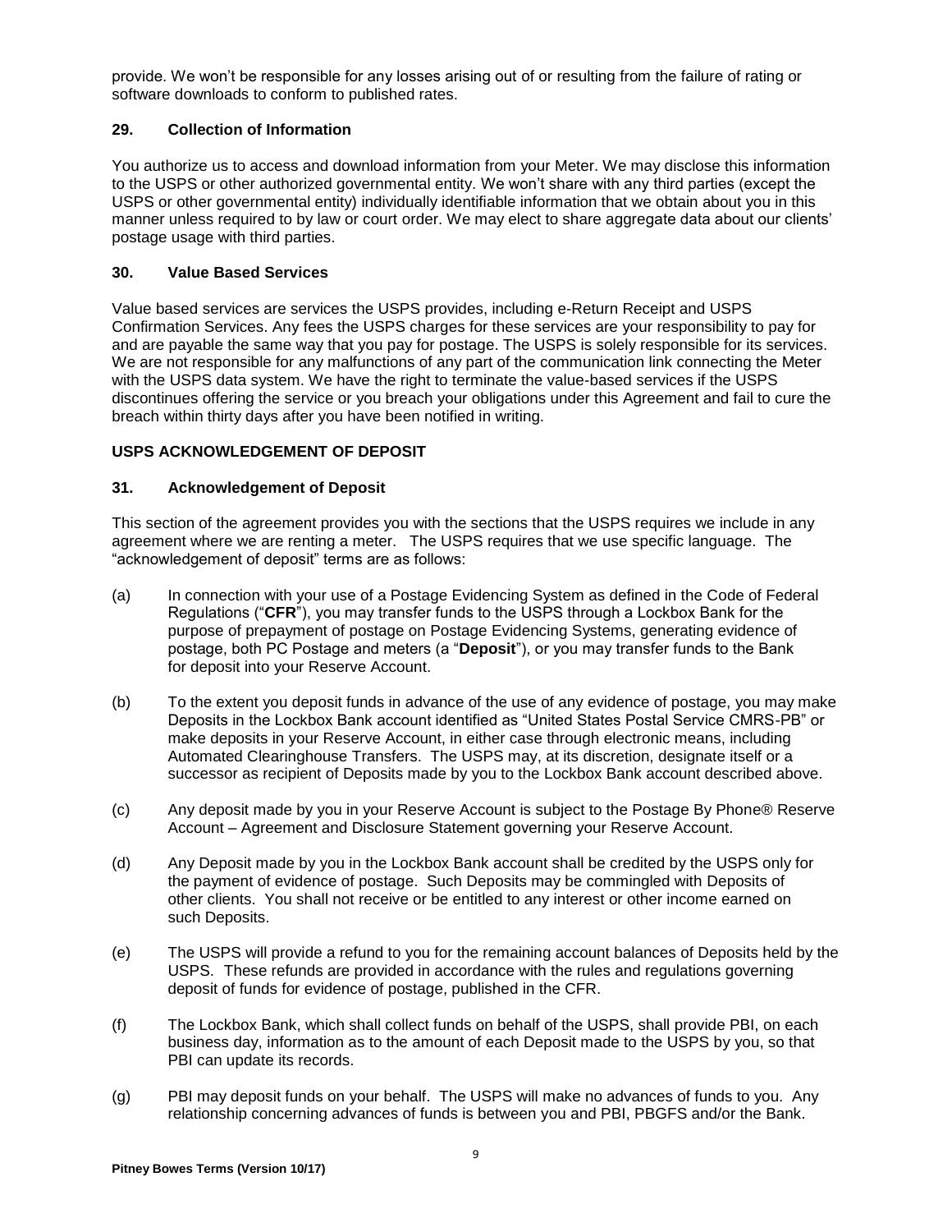provide. We won't be responsible for any losses arising out of or resulting from the failure of rating or software downloads to conform to published rates.

### 29. Collection of Information

You authorize us to access and download information from your Meter. We may disclose this information to the USPS or other authorized governmental entity. We won't share with any third parties (except the USPS or other governmental entity) individually identifiable information that we obtain about you in this manner unless required to by law or court order. We may elect to share aggregate data about our clients' postage usage with third parties.

### 30. Value Based Services

Value based services are services the USPS provides, including e-Return Receipt and USPS Confirmation Services. Any fees the USPS charges for these services are your responsibility to pay for and are payable the same way that you pay for postage. The USPS is solely responsible for its services. We are not responsible for any malfunctions of any part of the communication link connecting the Meter with the USPS data system. We have the right to terminate the value-based services if the USPS discontinues offering the service or you breach your obligations under this Agreement and fail to cure the breach within thirty days after you have been notified in writing.

## USPS ACKNOWLEDGEMENT OF DEPOSIT

### 31. Acknowledgement of Deposit

This section of the agreement provides you with the sections that the USPS requires we include in any agreement where we are renting a meter. The USPS requires that we use specific language. The "acknowledgement of deposit" terms are as follows:

(a) In connection with your use of a Postage Evidencing System as defined in the Code of Federal Regulations ("**CFR**"), you may transfer funds to the USPS through a Lockbox Bank for the purpose of prepayment of postage on Postage Evidencing Systems, generating evidence of postage, both PC Postage and meters (a "**Deposit**"), or you may transfer funds to the Bank for deposit into your Reserve Account.

(b) To the extent you deposit funds in advance of the use of any evidence of postage, you may make Deposits in the Lockbox Bank account identified as "United States Postal Service CMRS-PB" or make deposits in your Reserve Account, in either case through electronic means, including Automated Clearinghouse Transfers. The USPS may, at its discretion, designate itself or a successor as recipient of Deposits made by you to the Lockbox Bank account described above.

(c) Any deposit made by you in your Reserve Account is subject to the Postage By Phone® Reserve Account – Agreement and Disclosure Statement governing your Reserve Account.

(d) Any Deposit made by you in the Lockbox Bank account shall be credited by the USPS only for the payment of evidence of postage. Such Deposits may be commingled with Deposits of other clients. You shall not receive or be entitled to any interest or other income earned on such Deposits.

(e) The USPS will provide a refund to you for the remaining account balances of Deposits held by the USPS. These refunds are provided in accordance with the rules and regulations governing deposit of funds for evidence of postage, published in the CFR.

(f) The Lockbox Bank, which shall collect funds on behalf of the USPS, shall provide PBI, on each business day, information as to the amount of each Deposit made to the USPS by you, so that PBI can update its records.

(g) PBI may deposit funds on your behalf. The USPS will make no advances of funds to you. Any relationship concerning advances of funds is between you and PBI, PBGFS and/or the Bank.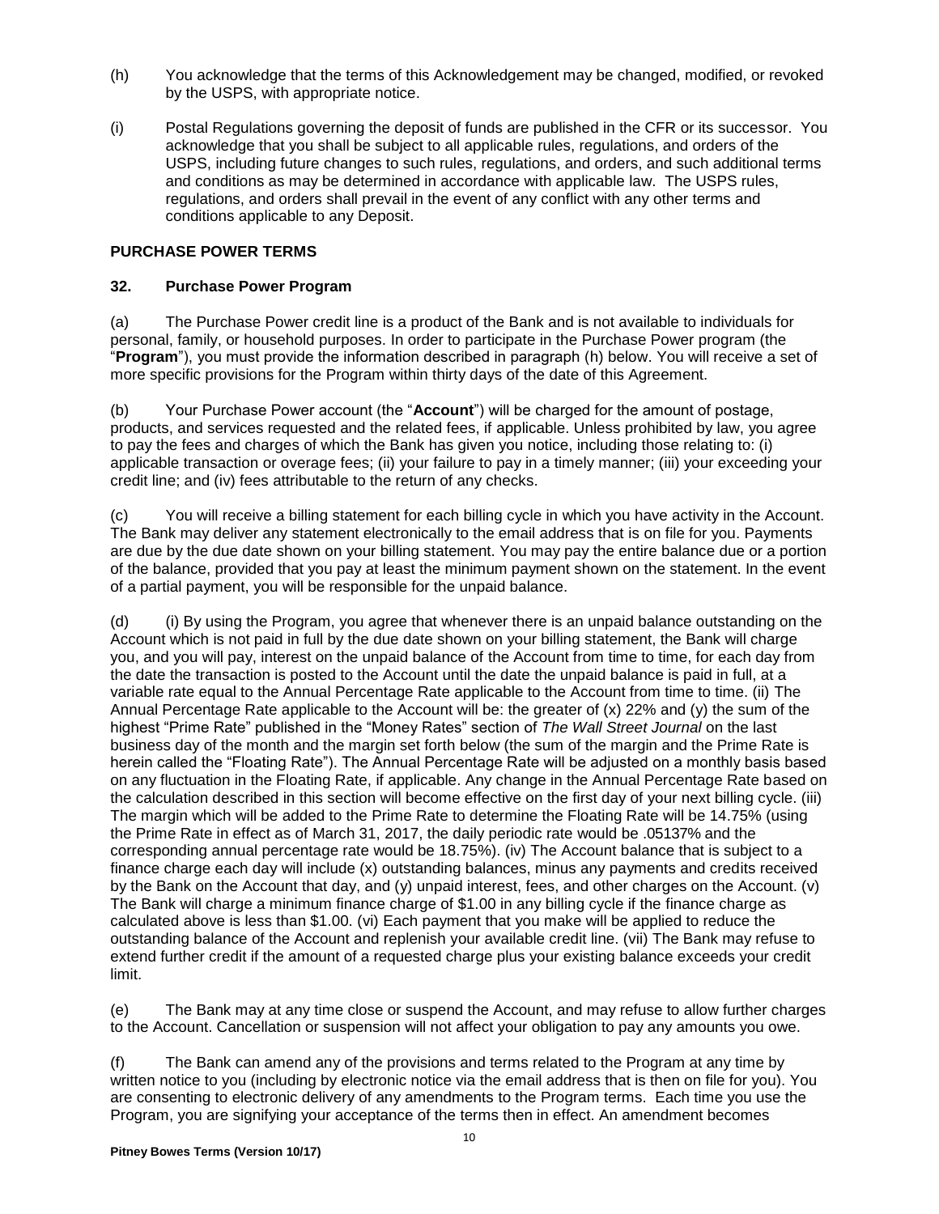(h) You acknowledge that the terms of this Acknowledgement may be changed, modified, or revoked by the USPS, with appropriate notice.

(i) Postal Regulations governing the deposit of funds are published in the CFR or its successor. You acknowledge that you shall be subject to all applicable rules, regulations, and orders of the USPS, including future changes to such rules, regulations, and orders, and such additional terms and conditions as may be determined in accordance with applicable law. The USPS rules, regulations, and orders shall prevail in the event of any conflict with any other terms and conditions applicable to any Deposit.

**PURCHASE POWER TERMS**

**32. Purchase Power Program**

(a) The Purchase Power credit line is a product of the Bank and is not available to individuals for personal, family, or household purposes. In order to participate in the Purchase Power program (the "**Program**"), you must provide the information described in paragraph (h) below. You will receive a set of more specific provisions for the Program within thirty days of the date of this Agreement.

(b) Your Purchase Power account (the "**Account**") will be charged for the amount of postage, products, and services requested and the related fees, if applicable. Unless prohibited by law, you agree to pay the fees and charges of which the Bank has given you notice, including those relating to: (i) applicable transaction or overage fees; (ii) your failure to pay in a timely manner; (iii) your exceeding your credit line; and (iv) fees attributable to the return of any checks.

(c) You will receive a billing statement for each billing cycle in which you have activity in the Account. The Bank may deliver any statement electronically to the email address that is on file for you. Payments are due by the due date shown on your billing statement. You may pay the entire balance due or a portion of the balance, provided that you pay at least the minimum payment shown on the statement. In the event of a partial payment, you will be responsible for the unpaid balance.

(d) (i) By using the Program, you agree that whenever there is an unpaid balance outstanding on the Account which is not paid in full by the due date shown on your billing statement, the Bank will charge you, and you will pay, interest on the unpaid balance of the Account from time to time, for each day from the date the transaction is posted to the Account until the date the unpaid balance is paid in full, at a variable rate equal to the Annual Percentage Rate applicable to the Account from time to time. (ii) The Annual Percentage Rate applicable to the Account will be: the greater of (x) 22% and (y) the sum of the highest "Prime Rate" published in the "Money Rates" section of *The Wall Street Journal* on the last business day of the month and the margin set forth below (the sum of the margin and the Prime Rate is herein called the "Floating Rate"). The Annual Percentage Rate will be adjusted on a monthly basis based on any fluctuation in the Floating Rate, if applicable. Any change in the Annual Percentage Rate based on the calculation described in this section will become effective on the first day of your next billing cycle. (iii) The margin which will be added to the Prime Rate to determine the Floating Rate will be 14.75% (using the Prime Rate in effect as of March 31, 2017, the daily periodic rate would be .05137% and the corresponding annual percentage rate would be 18.75%). (iv) The Account balance that is subject to a finance charge each day will include (x) outstanding balances, minus any payments and credits received by the Bank on the Account that day, and (y) unpaid interest, fees, and other charges on the Account. (v) The Bank will charge a minimum finance charge of $1.00 in any billing cycle if the finance charge as calculated above is less than $1.00. (vi) Each payment that you make will be applied to reduce the outstanding balance of the Account and replenish your available credit line. (vii) The Bank may refuse to extend further credit if the amount of a requested charge plus your existing balance exceeds your credit limit.

(e) The Bank may at any time close or suspend the Account, and may refuse to allow further charges to the Account. Cancellation or suspension will not affect your obligation to pay any amounts you owe.

(f) The Bank can amend any of the provisions and terms related to the Program at any time by written notice to you (including by electronic notice via the email address that is then on file for you). You are consenting to electronic delivery of any amendments to the Program terms. Each time you use the Program, you are signifying your acceptance of the terms then in effect. An amendment becomes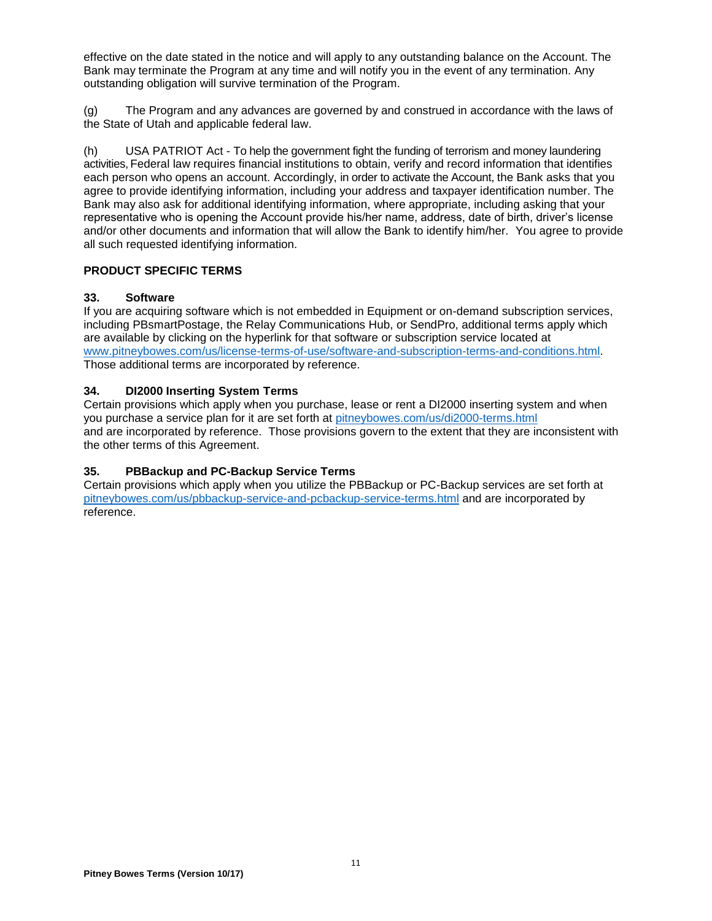effective on the date stated in the notice and will apply to any outstanding balance on the Account. The Bank may terminate the Program at any time and will notify you in the event of any termination. Any outstanding obligation will survive termination of the Program.

(g) The Program and any advances are governed by and construed in accordance with the laws of the State of Utah and applicable federal law.

(h) USA PATRIOT Act - To help the government fight the funding of terrorism and money laundering activities, Federal law requires financial institutions to obtain, verify and record information that identifies each person who opens an account. Accordingly, in order to activate the Account, the Bank asks that you agree to provide identifying information, including your address and taxpayer identification number. The Bank may also ask for additional identifying information, where appropriate, including asking that your representative who is opening the Account provide his/her name, address, date of birth, driver's license and/or other documents and information that will allow the Bank to identify him/her. You agree to provide all such requested identifying information.

## PRODUCT SPECIFIC TERMS

### 33. Software

If you are acquiring software which is not embedded in Equipment or on-demand subscription services, including PBsmartPostage, the Relay Communications Hub, or SendPro, additional terms apply which are available by clicking on the hyperlink for that software or subscription service located at www.pitneybowes.com/us/license-terms-of-use/software-and-subscription-terms-and-conditions.html. Those additional terms are incorporated by reference.

### 34. DI2000 Inserting System Terms

Certain provisions which apply when you purchase, lease or rent a DI2000 inserting system and when you purchase a service plan for it are set forth at pitneybowes.com/us/di2000-terms.html and are incorporated by reference. Those provisions govern to the extent that they are inconsistent with the other terms of this Agreement.

### 35. PBBackup and PC-Backup Service Terms

Certain provisions which apply when you utilize the PBBackup or PC-Backup services are set forth at pitneybowes.com/us/pbbackup-service-and-pcbackup-service-terms.html and are incorporated by reference.